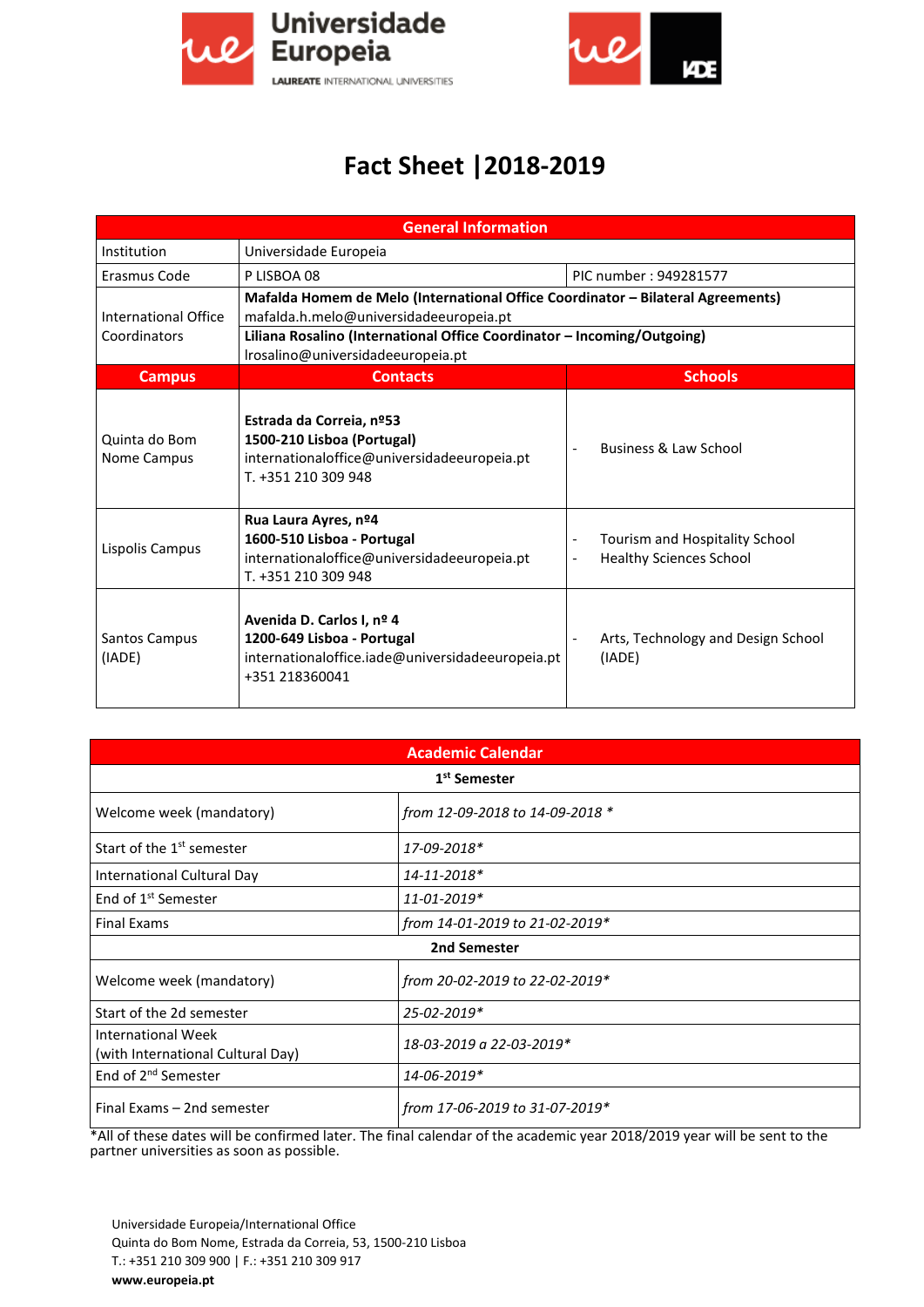# Fact Sheet |2018-2019

| General Information | | |
|---|---|---|
| Institution | Universidade Europeia | |
| Erasmus Code | P LISBOA 08 | PIC number : 949281577 |
| International Office Coordinators | **Mafalda Homem de Melo (International Office Coordinator – Bilateral Agreements)** mafalda.h.melo@universidadeeuropeia.pt | |
| | **Liliana Rosalino (International Office Coordinator – Incoming/Outgoing)** lrosalino@universidadeeuropeia.pt | |
| **Campus** | **Contacts** | **Schools** |
| Quinta do Bom Nome Campus | **Estrada da Correia, nº53** **1500-210 Lisboa (Portugal)** internationaloffice@universidadeeuropeia.pt T. +351 210 309 948 | - Business & Law School |
| Lispolis Campus | **Rua Laura Ayres, nº4** **1600-510 Lisboa - Portugal** internationaloffice@universidadeeuropeia.pt T. +351 210 309 948 | - Tourism and Hospitality School<br>- Healthy Sciences School |
| Santos Campus (IADE) | **Avenida D. Carlos I, nº 4** **1200-649 Lisboa - Portugal** internationaloffice.iade@universidadeeuropeia.pt +351 218360041 | - Arts, Technology and Design School (IADE) |

| Academic Calendar | |
|---|---|
| **1st Semester** | |
| Welcome week (mandatory) | *from 12-09-2018 to 14-09-2018 ** |
| Start of the 1st semester | *17-09-2018** |
| International Cultural Day | *14-11-2018** |
| End of 1st Semester | *11-01-2019** |
| Final Exams | *from 14-01-2019 to 21-02-2019** |
| **2nd Semester** | |
| Welcome week (mandatory) | *from 20-02-2019 to 22-02-2019** |
| Start of the 2d semester | *25-02-2019** |
| International Week (with International Cultural Day) | *18-03-2019 a 22-03-2019** |
| End of 2nd Semester | *14-06-2019** |
| Final Exams – 2nd semester | *from 17-06-2019 to 31-07-2019** |

*All of these dates will be confirmed later. The final calendar of the academic year 2018/2019 year will be sent to the partner universities as soon as possible.

Universidade Europeia/International Office
Quinta do Bom Nome, Estrada da Correia, 53, 1500-210 Lisboa
T.: +351 210 309 900 | F.: +351 210 309 917
**www.europeia.pt**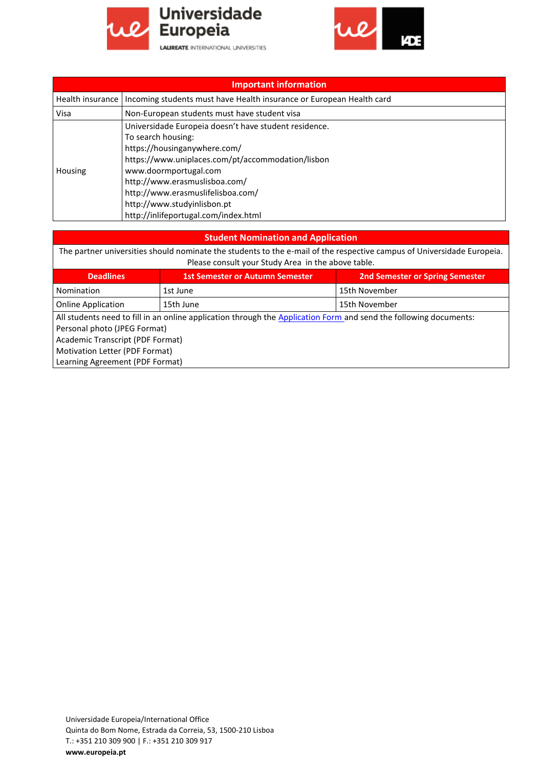| Important information | |
|---|---|
| Health insurance | Incoming students must have Health insurance or European Health card |
| Visa | Non-European students must have student visa |
| Housing | Universidade Europeia doesn't have student residence.<br>To search housing:<br>https://housinganywhere.com/<br>https://www.uniplaces.com/pt/accommodation/lisbon<br>www.doormportugal.com<br>http://www.erasmuslisboa.com/<br>http://www.erasmuslifelisboa.com/<br>http://www.studyinlisbon.pt<br>http://inlifeportugal.com/index.html |

**Student Nomination and Application**

The partner universities should nominate the students to the e-mail of the respective campus of Universidade Europeia. Please consult your Study Area in the above table.

| Deadlines | 1st Semester or Autumn Semester | 2nd Semester or Spring Semester |
|---|---|---|
| Nomination | 1st June | 15th November |
| Online Application | 15th June | 15th November |

All students need to fill in an online application through the Application Form and send the following documents:
Personal photo (JPEG Format)
Academic Transcript (PDF Format)
Motivation Letter (PDF Format)
Learning Agreement (PDF Format)

Universidade Europeia/International Office
Quinta do Bom Nome, Estrada da Correia, 53, 1500-210 Lisboa
T.: +351 210 309 900 | F.: +351 210 309 917
**www.europeia.pt**